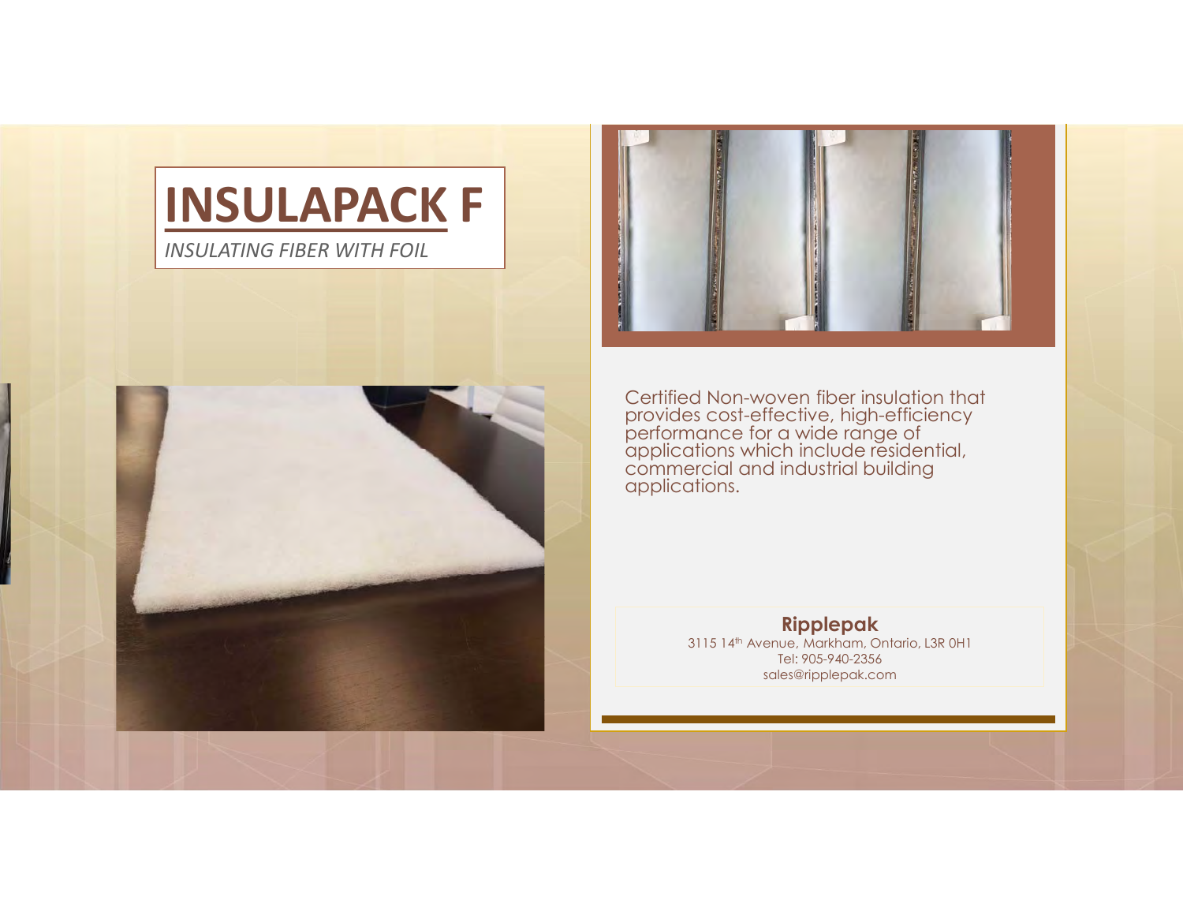# INSULAPACK F

*INSULATING FIBER WITH FOIL*

Certified Non-woven fiber insulation that provides cost-effective, high-efficiency performance for a wide range of applications which include residential, commercial and industrial building applications.

**Ripplepak**
3115 14th Avenue, Markham, Ontario, L3R 0H1
Tel: 905-940-2356
sales@ripplepak.com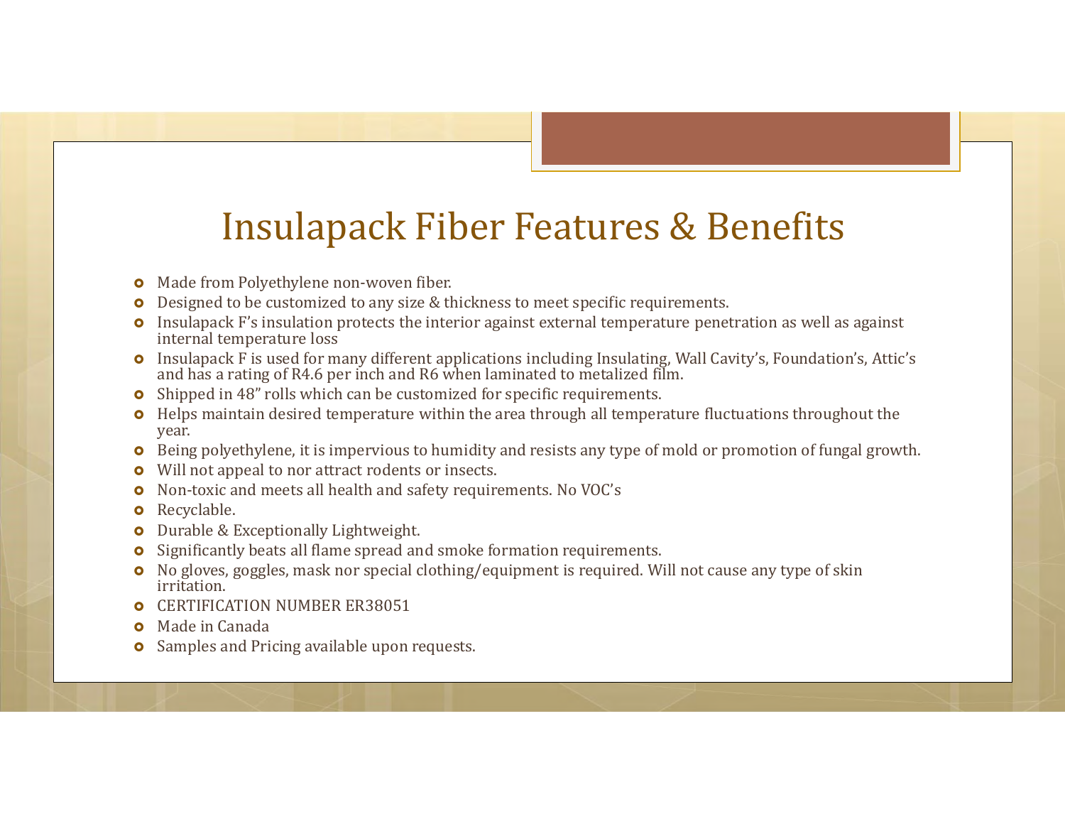# Insulapack Fiber Features & Benefits

- Made from Polyethylene non-woven fiber.
- Designed to be customized to any size & thickness to meet specific requirements.
- Insulapack F's insulation protects the interior against external temperature penetration as well as against internal temperature loss
- Insulapack F is used for many different applications including Insulating, Wall Cavity's, Foundation's, Attic's and has a rating of R4.6 per inch and R6 when laminated to metalized film.
- Shipped in 48" rolls which can be customized for specific requirements.
- Helps maintain desired temperature within the area through all temperature fluctuations throughout the year.
- Being polyethylene, it is impervious to humidity and resists any type of mold or promotion of fungal growth.
- Will not appeal to nor attract rodents or insects.
- Non-toxic and meets all health and safety requirements. No VOC's
- Recyclable.
- Durable & Exceptionally Lightweight.
- Significantly beats all flame spread and smoke formation requirements.
- No gloves, goggles, mask nor special clothing/equipment is required. Will not cause any type of skin irritation.
- CERTIFICATION NUMBER ER38051
- Made in Canada
- Samples and Pricing available upon requests.